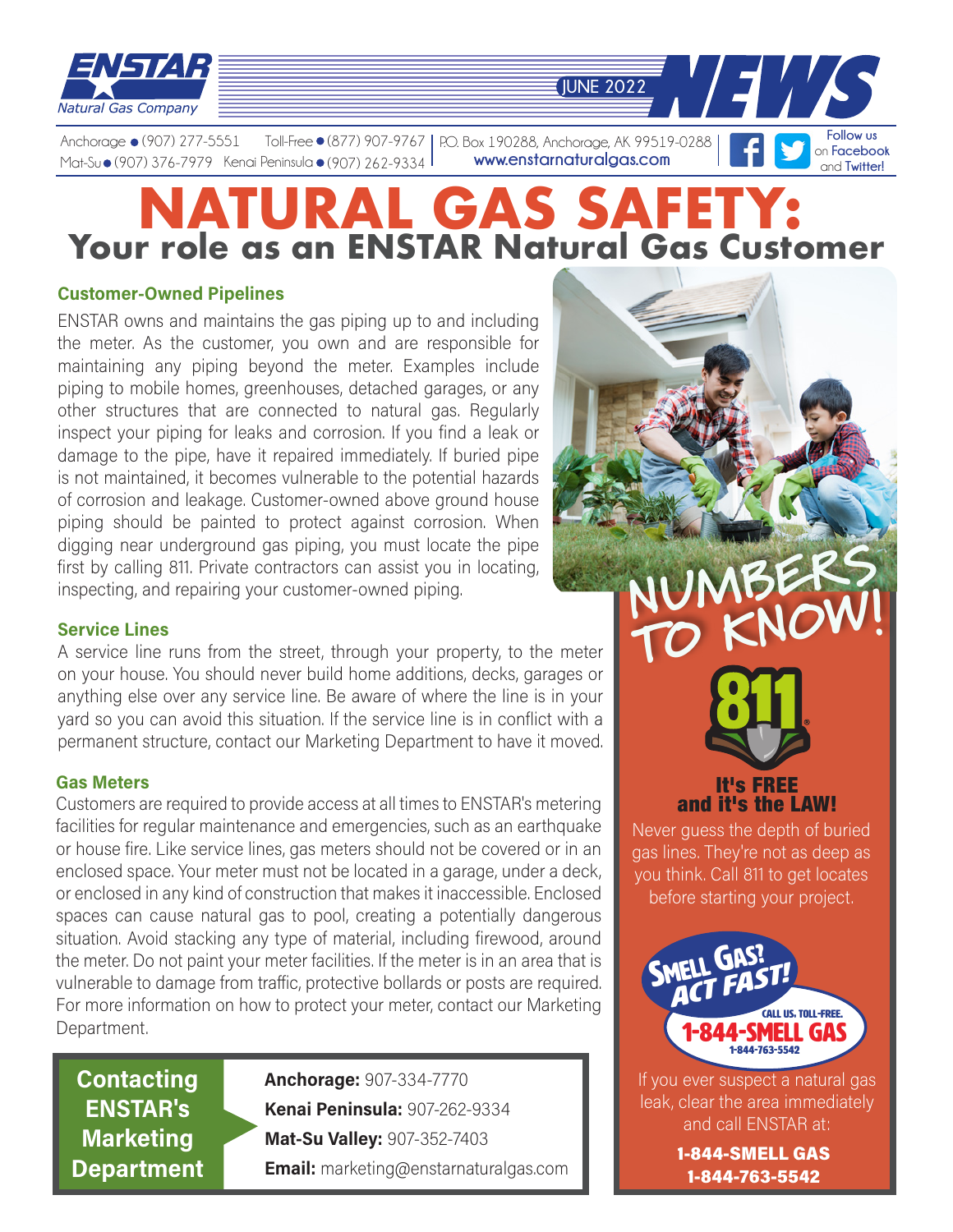ENSTAR Natural Gas Company

JUNE 2022 NEWS

Anchorage ● (907) 277-5551 Toll-Free ● (877) 907-9767 | P.O. Box 190288, Anchorage, AK 99519-0288 | Follow us on Facebook and Twitter!
Mat-Su ● (907) 376-7979 Kenai Peninsula ● (907) 262-9334 | www.enstarnaturalgas.com

# NATURAL GAS SAFETY:
## Your role as an ENSTAR Natural Gas Customer

### Customer-Owned Pipelines

ENSTAR owns and maintains the gas piping up to and including the meter. As the customer, you own and are responsible for maintaining any piping beyond the meter. Examples include piping to mobile homes, greenhouses, detached garages, or any other structures that are connected to natural gas. Regularly inspect your piping for leaks and corrosion. If you find a leak or damage to the pipe, have it repaired immediately. If buried pipe is not maintained, it becomes vulnerable to the potential hazards of corrosion and leakage. Customer-owned above ground house piping should be painted to protect against corrosion. When digging near underground gas piping, you must locate the pipe first by calling 811. Private contractors can assist you in locating, inspecting, and repairing your customer-owned piping.

### Service Lines

A service line runs from the street, through your property, to the meter on your house. You should never build home additions, decks, garages or anything else over any service line. Be aware of where the line is in your yard so you can avoid this situation. If the service line is in conflict with a permanent structure, contact our Marketing Department to have it moved.

### Gas Meters

Customers are required to provide access at all times to ENSTAR's metering facilities for regular maintenance and emergencies, such as an earthquake or house fire. Like service lines, gas meters should not be covered or in an enclosed space. Your meter must not be located in a garage, under a deck, or enclosed in any kind of construction that makes it inaccessible. Enclosed spaces can cause natural gas to pool, creating a potentially dangerous situation. Avoid stacking any type of material, including firewood, around the meter. Do not paint your meter facilities. If the meter is in an area that is vulnerable to damage from traffic, protective bollards or posts are required. For more information on how to protect your meter, contact our Marketing Department.

**Contacting ENSTAR's Marketing Department**

**Anchorage:** 907-334-7770
**Kenai Peninsula:** 907-262-9334
**Mat-Su Valley:** 907-352-7403
**Email:** marketing@enstarnaturalgas.com

## NUMBERS TO KNOW!

**811**

**It's FREE and it's the LAW!**

Never guess the depth of buried gas lines. They're not as deep as you think. Call 811 to get locates before starting your project.

**SMELL GAS? ACT FAST!**
CALL US, TOLL-FREE.
**1-844-SMELL GAS**
1-844-763-5542

If you ever suspect a natural gas leak, clear the area immediately and call ENSTAR at:

**1-844-SMELL GAS**
**1-844-763-5542**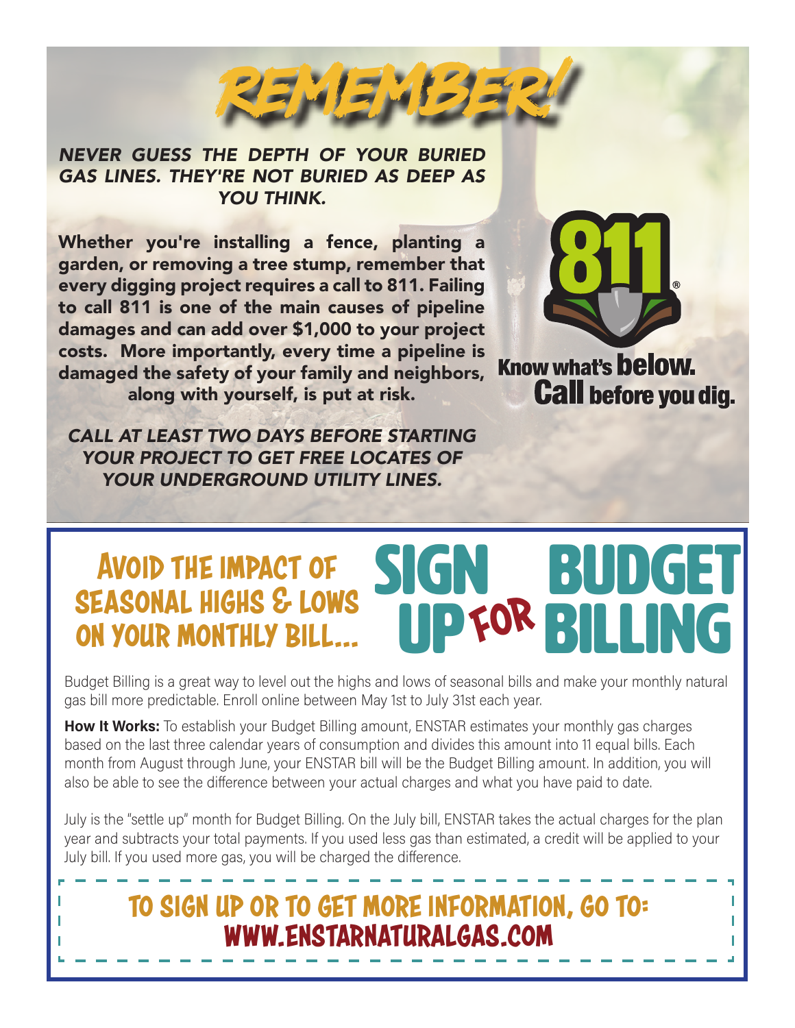# REMEMBER!

*NEVER GUESS THE DEPTH OF YOUR BURIED GAS LINES. THEY'RE NOT BURIED AS DEEP AS YOU THINK.*

**Whether you're installing a fence, planting a garden, or removing a tree stump, remember that every digging project requires a call to 811. Failing to call 811 is one of the main causes of pipeline damages and can add over $1,000 to your project costs. More importantly, every time a pipeline is damaged the safety of your family and neighbors, along with yourself, is put at risk.**

811®

Know what's **below.**
**Call** before you dig.

*CALL AT LEAST TWO DAYS BEFORE STARTING YOUR PROJECT TO GET FREE LOCATES OF YOUR UNDERGROUND UTILITY LINES.*

## AVOID THE IMPACT OF SEASONAL HIGHS & LOWS ON YOUR MONTHLY BILL...

# SIGN UP FOR BUDGET BILLING

Budget Billing is a great way to level out the highs and lows of seasonal bills and make your monthly natural gas bill more predictable. Enroll online between May 1st to July 31st each year.

**How It Works:** To establish your Budget Billing amount, ENSTAR estimates your monthly gas charges based on the last three calendar years of consumption and divides this amount into 11 equal bills. Each month from August through June, your ENSTAR bill will be the Budget Billing amount. In addition, you will also be able to see the difference between your actual charges and what you have paid to date.

July is the "settle up" month for Budget Billing. On the July bill, ENSTAR takes the actual charges for the plan year and subtracts your total payments. If you used less gas than estimated, a credit will be applied to your July bill. If you used more gas, you will be charged the difference.

## TO SIGN UP OR TO GET MORE INFORMATION, GO TO: WWW.ENSTARNATURALGAS.COM